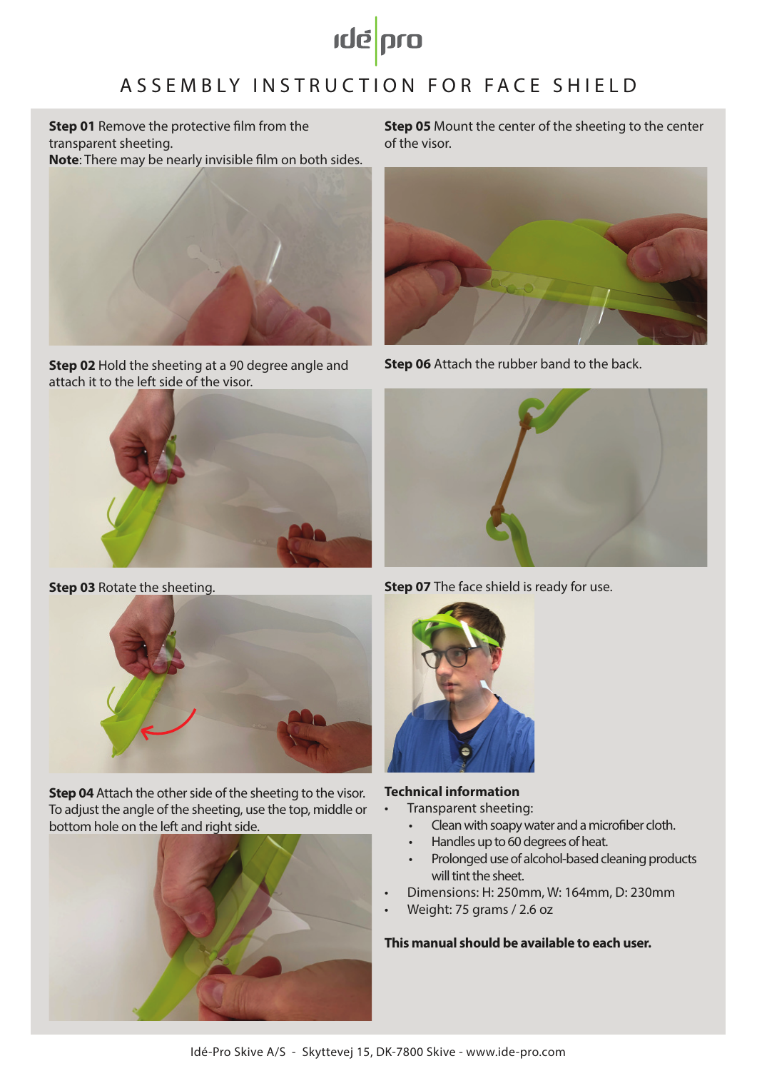idé pro

# ASSEMBLY INSTRUCTION FOR FACE SHIELD

**Step 01** Remove the protective film from the transparent sheeting.
**Note**: There may be nearly invisible film on both sides.

**Step 02** Hold the sheeting at a 90 degree angle and attach it to the left side of the visor.

**Step 03** Rotate the sheeting.

**Step 04** Attach the other side of the sheeting to the visor. To adjust the angle of the sheeting, use the top, middle or bottom hole on the left and right side.

**Step 05** Mount the center of the sheeting to the center of the visor.

**Step 06** Attach the rubber band to the back.

**Step 07** The face shield is ready for use.

**Technical information**

- Transparent sheeting:
  - Clean with soapy water and a microfiber cloth.
  - Handles up to 60 degrees of heat.
  - Prolonged use of alcohol-based cleaning products will tint the sheet.
- Dimensions: H: 250mm, W: 164mm, D: 230mm
- Weight: 75 grams / 2.6 oz

**This manual should be available to each user.**

Idé-Pro Skive A/S - Skyttevej 15, DK-7800 Skive - www.ide-pro.com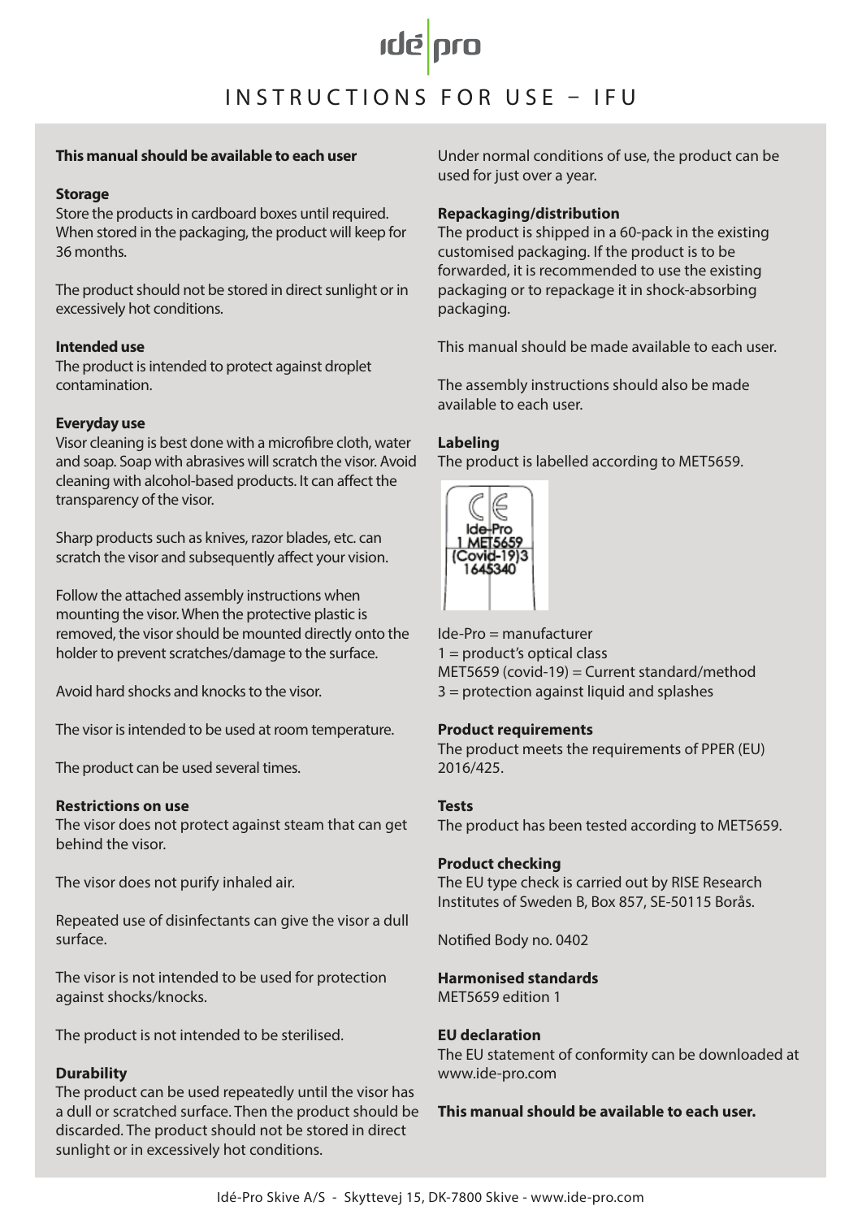# INSTRUCTIONS FOR USE – IFU

**This manual should be available to each user**

**Storage**

Store the products in cardboard boxes until required. When stored in the packaging, the product will keep for 36 months.

The product should not be stored in direct sunlight or in excessively hot conditions.

**Intended use**

The product is intended to protect against droplet contamination.

**Everyday use**

Visor cleaning is best done with a microfibre cloth, water and soap. Soap with abrasives will scratch the visor. Avoid cleaning with alcohol-based products. It can affect the transparency of the visor.

Sharp products such as knives, razor blades, etc. can scratch the visor and subsequently affect your vision.

Follow the attached assembly instructions when mounting the visor. When the protective plastic is removed, the visor should be mounted directly onto the holder to prevent scratches/damage to the surface.

Avoid hard shocks and knocks to the visor.

The visor is intended to be used at room temperature.

The product can be used several times.

**Restrictions on use**

The visor does not protect against steam that can get behind the visor.

The visor does not purify inhaled air.

Repeated use of disinfectants can give the visor a dull surface.

The visor is not intended to be used for protection against shocks/knocks.

The product is not intended to be sterilised.

**Durability**

The product can be used repeatedly until the visor has a dull or scratched surface. Then the product should be discarded. The product should not be stored in direct sunlight or in excessively hot conditions.

Under normal conditions of use, the product can be used for just over a year.

**Repackaging/distribution**

The product is shipped in a 60-pack in the existing customised packaging. If the product is to be forwarded, it is recommended to use the existing packaging or to repackage it in shock-absorbing packaging.

This manual should be made available to each user.

The assembly instructions should also be made available to each user.

**Labeling**

The product is labelled according to MET5659.

CE
Ide-Pro
1 MET5659
(Covid-19)3
1645340

Ide-Pro = manufacturer
1 = product's optical class
MET5659 (covid-19) = Current standard/method
3 = protection against liquid and splashes

**Product requirements**

The product meets the requirements of PPER (EU) 2016/425.

**Tests**

The product has been tested according to MET5659.

**Product checking**

The EU type check is carried out by RISE Research Institutes of Sweden B, Box 857, SE-50115 Borås.

Notified Body no. 0402

**Harmonised standards**

MET5659 edition 1

**EU declaration**

The EU statement of conformity can be downloaded at www.ide-pro.com

**This manual should be available to each user.**

Idé-Pro Skive A/S - Skyttevej 15, DK-7800 Skive - www.ide-pro.com